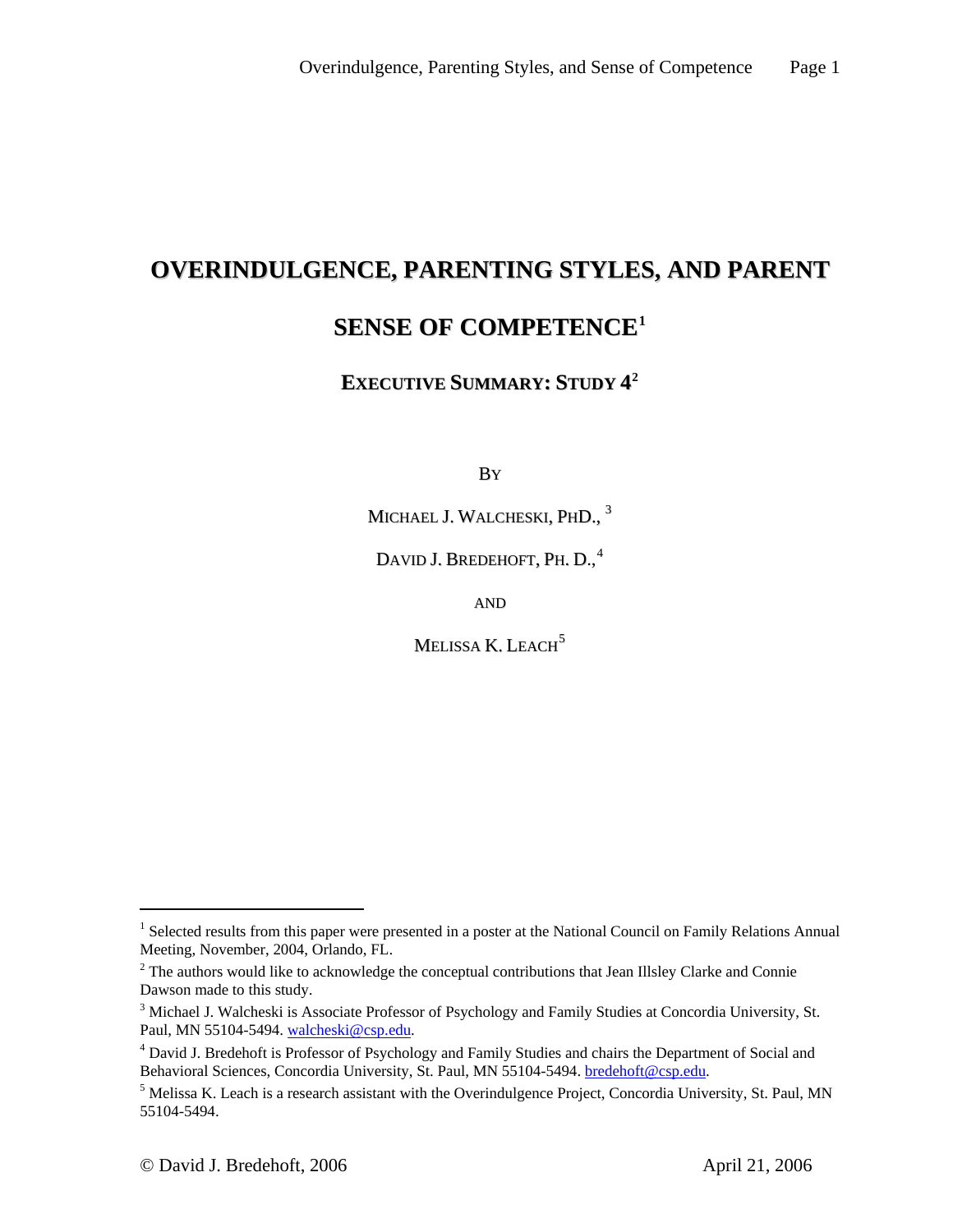# OVERINDULGENCE, PARENTING STYLES, AND PARENT SENSE OF COMPETENCE[1]

## EXECUTIVE SUMMARY: STUDY 4[2]

BY

MICHAEL J. WALCHESKI, PHD.,[3]

DAVID J. BREDEHOFT, PH. D.,[4]

AND

MELISSA K. LEACH[5]

---

[1] Selected results from this paper were presented in a poster at the National Council on Family Relations Annual Meeting, November, 2004, Orlando, FL.

[2] The authors would like to acknowledge the conceptual contributions that Jean Illsley Clarke and Connie Dawson made to this study.

[3] Michael J. Walcheski is Associate Professor of Psychology and Family Studies at Concordia University, St. Paul, MN 55104-5494. walcheski@csp.edu.

[4] David J. Bredehoft is Professor of Psychology and Family Studies and chairs the Department of Social and Behavioral Sciences, Concordia University, St. Paul, MN 55104-5494. bredehoft@csp.edu.

[5] Melissa K. Leach is a research assistant with the Overindulgence Project, Concordia University, St. Paul, MN 55104-5494.

© David J. Bredehoft, 2006 April 21, 2006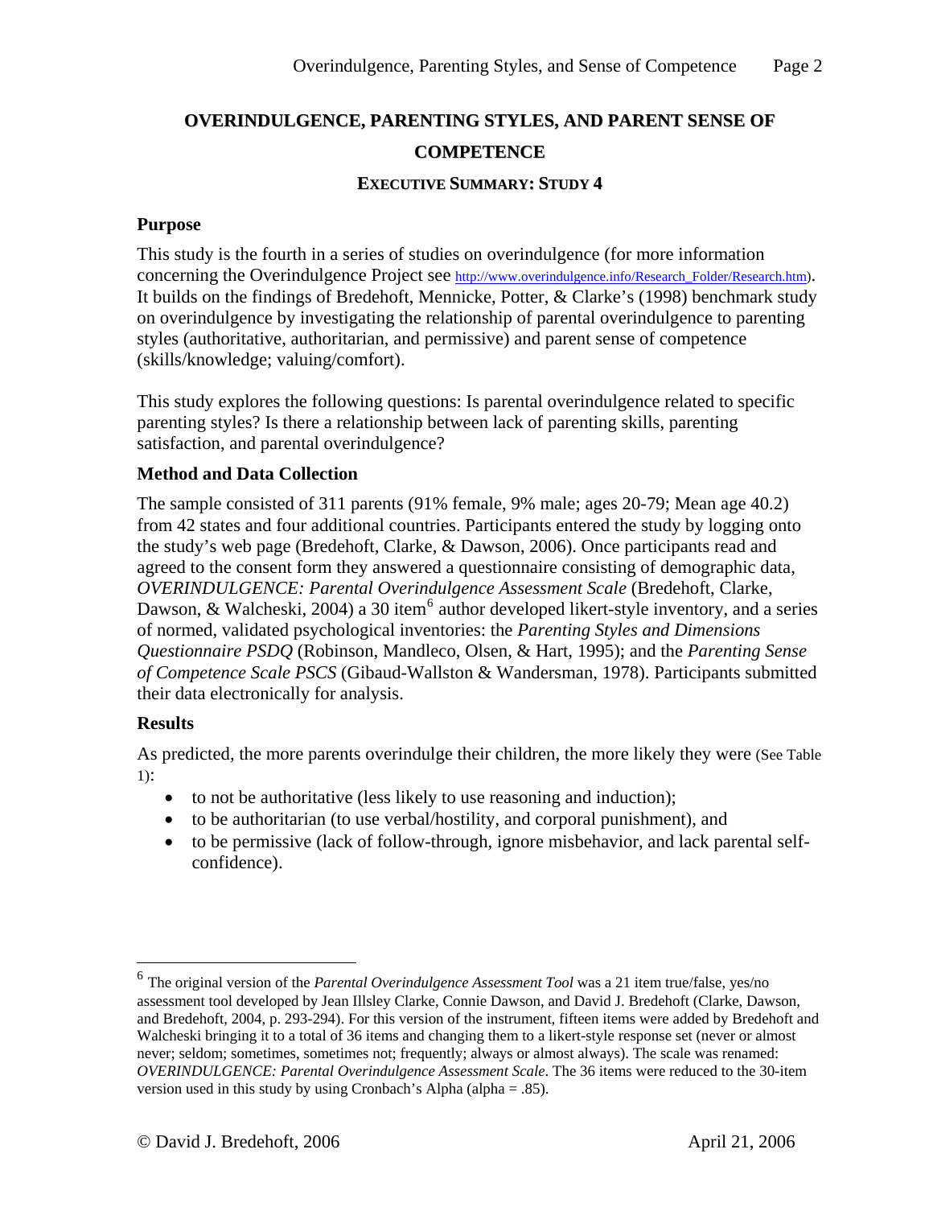# OVERINDULGENCE, PARENTING STYLES, AND PARENT SENSE OF COMPETENCE

## EXECUTIVE SUMMARY: STUDY 4

### Purpose

This study is the fourth in a series of studies on overindulgence (for more information concerning the Overindulgence Project see http://www.overindulgence.info/Research_Folder/Research.htm). It builds on the findings of Bredehoft, Mennicke, Potter, & Clarke's (1998) benchmark study on overindulgence by investigating the relationship of parental overindulgence to parenting styles (authoritative, authoritarian, and permissive) and parent sense of competence (skills/knowledge; valuing/comfort).

This study explores the following questions: Is parental overindulgence related to specific parenting styles? Is there a relationship between lack of parenting skills, parenting satisfaction, and parental overindulgence?

### Method and Data Collection

The sample consisted of 311 parents (91% female, 9% male; ages 20-79; Mean age 40.2) from 42 states and four additional countries. Participants entered the study by logging onto the study's web page (Bredehoft, Clarke, & Dawson, 2006). Once participants read and agreed to the consent form they answered a questionnaire consisting of demographic data, *OVERINDULGENCE: Parental Overindulgence Assessment Scale* (Bredehoft, Clarke, Dawson, & Walcheski, 2004) a 30 item[6] author developed likert-style inventory, and a series of normed, validated psychological inventories: the *Parenting Styles and Dimensions Questionnaire PSDQ* (Robinson, Mandleco, Olsen, & Hart, 1995); and the *Parenting Sense of Competence Scale PSCS* (Gibaud-Wallston & Wandersman, 1978). Participants submitted their data electronically for analysis.

### Results

As predicted, the more parents overindulge their children, the more likely they were (See Table 1):

- to not be authoritative (less likely to use reasoning and induction);
- to be authoritarian (to use verbal/hostility, and corporal punishment), and
- to be permissive (lack of follow-through, ignore misbehavior, and lack parental self-confidence).

---

[6] The original version of the *Parental Overindulgence Assessment Tool* was a 21 item true/false, yes/no assessment tool developed by Jean Illsley Clarke, Connie Dawson, and David J. Bredehoft (Clarke, Dawson, and Bredehoft, 2004, p. 293-294). For this version of the instrument, fifteen items were added by Bredehoft and Walcheski bringing it to a total of 36 items and changing them to a likert-style response set (never or almost never; seldom; sometimes, sometimes not; frequently; always or almost always). The scale was renamed: *OVERINDULGENCE: Parental Overindulgence Assessment Scale*. The 36 items were reduced to the 30-item version used in this study by using Cronbach's Alpha (alpha = .85).

© David J. Bredehoft, 2006 — April 21, 2006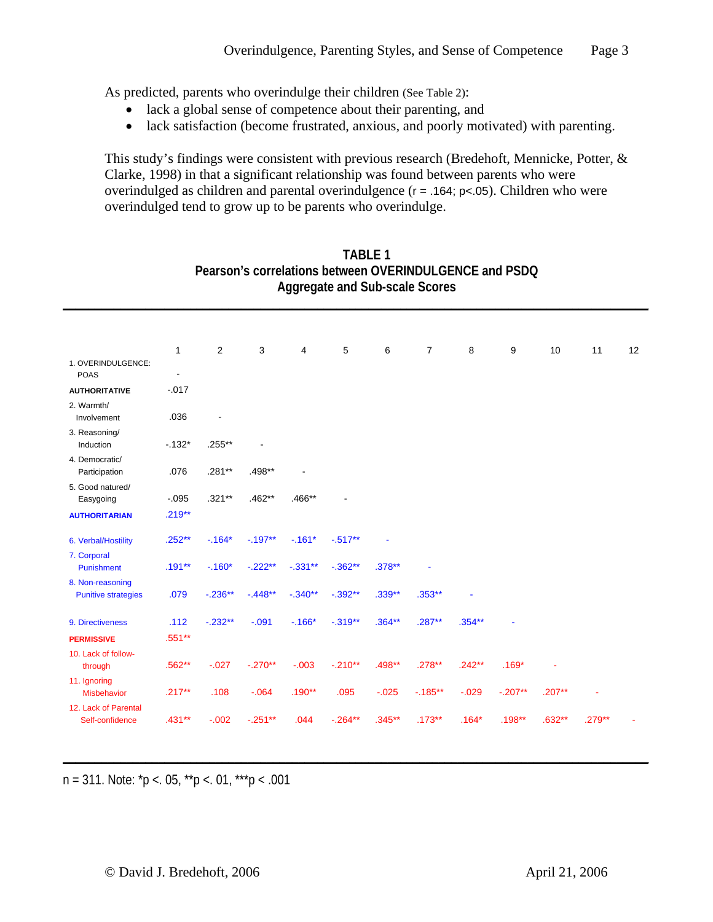As predicted, parents who overindulge their children (See Table 2):

- lack a global sense of competence about their parenting, and
- lack satisfaction (become frustrated, anxious, and poorly motivated) with parenting.

This study's findings were consistent with previous research (Bredehoft, Mennicke, Potter, & Clarke, 1998) in that a significant relationship was found between parents who were overindulged as children and parental overindulgence ($r = .164$; $p<.05$). Children who were overindulged tend to grow up to be parents who overindulge.

**TABLE 1**
**Pearson's correlations between OVERINDULGENCE and PSDQ Aggregate and Sub-scale Scores**

| | 1 | 2 | 3 | 4 | 5 | 6 | 7 | 8 | 9 | 10 | 11 | 12 |
|---|---|---|---|---|---|---|---|---|---|---|---|---|
| 1. OVERINDULGENCE: POAS | - | | | | | | | | | | | |
| **AUTHORITATIVE** | -.017 | | | | | | | | | | | |
| 2. Warmth/ Involvement | .036 | - | | | | | | | | | | |
| 3. Reasoning/ Induction | -.132* | .255** | - | | | | | | | | | |
| 4. Democratic/ Participation | .076 | .281** | .498** | - | | | | | | | | |
| 5. Good natured/ Easygoing | -.095 | .321** | .462** | .466** | - | | | | | | | |
| **AUTHORITARIAN** | .219** | | | | | | | | | | | |
| 6. Verbal/Hostility | .252** | -.164* | -.197** | -.161* | -.517** | - | | | | | | |
| 7. Corporal Punishment | .191** | -.160* | -.222** | -.331** | -.362** | .378** | - | | | | | |
| 8. Non-reasoning Punitive strategies | .079 | -.236** | -.448** | -.340** | -.392** | .339** | .353** | - | | | | |
| 9. Directiveness | .112 | -.232** | -.091 | -.166* | -.319** | .364** | .287** | .354** | - | | | |
| **PERMISSIVE** | .551** | | | | | | | | | | | |
| 10. Lack of follow-through | .562** | -.027 | -.270** | -.003 | -.210** | .498** | .278** | .242** | .169* | - | | |
| 11. Ignoring Misbehavior | .217** | .108 | -.064 | .190** | .095 | -.025 | -.185** | -.029 | -.207** | .207** | - | |
| 12. Lack of Parental Self-confidence | .431** | -.002 | -.251** | .044 | -.264** | .345** | .173** | .164* | .198** | .632** | .279** | - |

n = 311. Note: *p <. 05, **p <. 01, ***p < .001

© David J. Bredehoft, 2006 April 21, 2006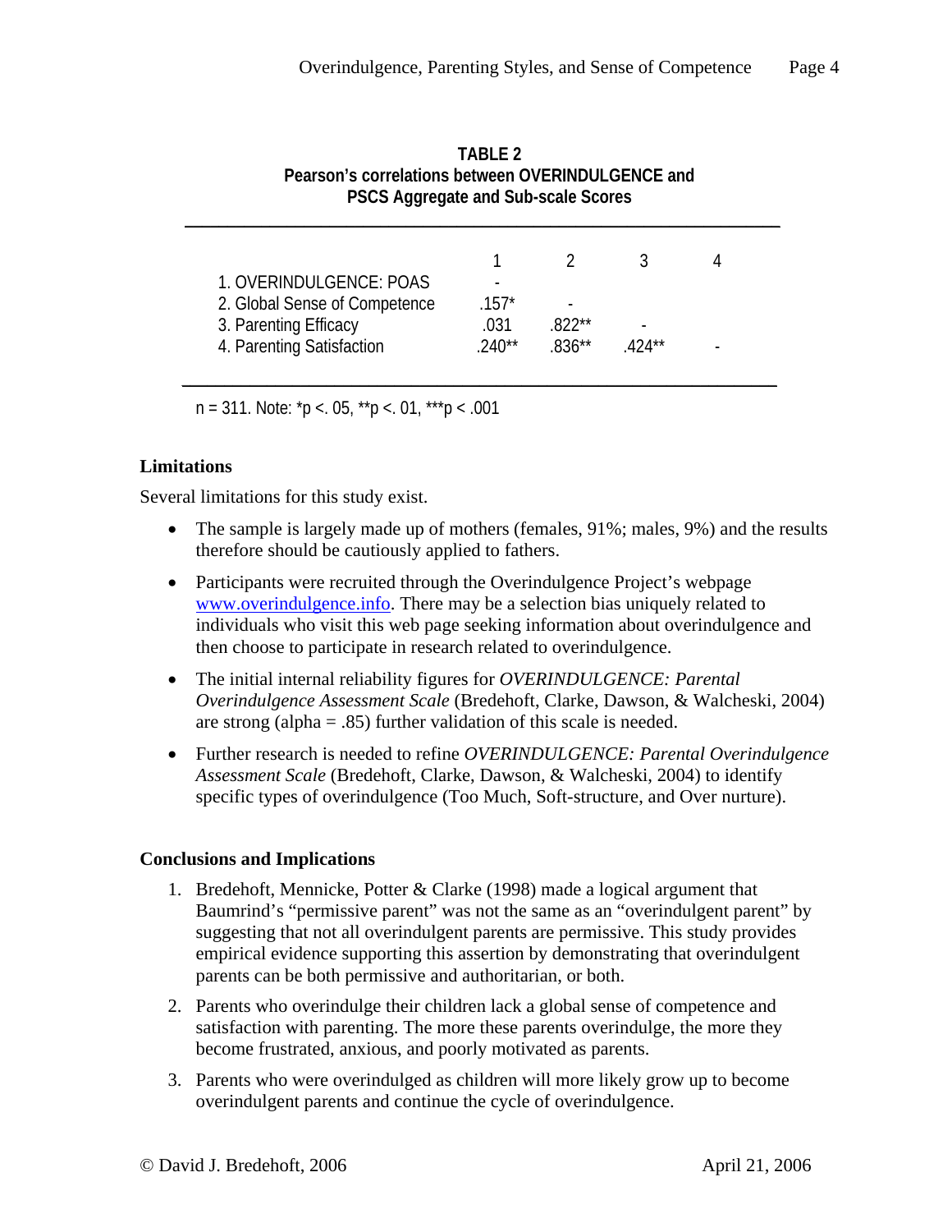**TABLE 2**
**Pearson's correlations between OVERINDULGENCE and PSCS Aggregate and Sub-scale Scores**

| | 1 | 2 | 3 | 4 |
|---|---|---|---|---|
| 1. OVERINDULGENCE: POAS | - | | | |
| 2. Global Sense of Competence | .157* | - | | |
| 3. Parenting Efficacy | .031 | .822** | - | |
| 4. Parenting Satisfaction | .240** | .836** | .424** | - |

n = 311. Note: *p <. 05, **p <. 01, ***p < .001

## Limitations

Several limitations for this study exist.

- The sample is largely made up of mothers (females, 91%; males, 9%) and the results therefore should be cautiously applied to fathers.
- Participants were recruited through the Overindulgence Project's webpage www.overindulgence.info. There may be a selection bias uniquely related to individuals who visit this web page seeking information about overindulgence and then choose to participate in research related to overindulgence.
- The initial internal reliability figures for *OVERINDULGENCE: Parental Overindulgence Assessment Scale* (Bredehoft, Clarke, Dawson, & Walcheski, 2004) are strong (alpha = .85) further validation of this scale is needed.
- Further research is needed to refine *OVERINDULGENCE: Parental Overindulgence Assessment Scale* (Bredehoft, Clarke, Dawson, & Walcheski, 2004) to identify specific types of overindulgence (Too Much, Soft-structure, and Over nurture).

## Conclusions and Implications

1. Bredehoft, Mennicke, Potter & Clarke (1998) made a logical argument that Baumrind's "permissive parent" was not the same as an "overindulgent parent" by suggesting that not all overindulgent parents are permissive. This study provides empirical evidence supporting this assertion by demonstrating that overindulgent parents can be both permissive and authoritarian, or both.
2. Parents who overindulge their children lack a global sense of competence and satisfaction with parenting. The more these parents overindulge, the more they become frustrated, anxious, and poorly motivated as parents.
3. Parents who were overindulged as children will more likely grow up to become overindulgent parents and continue the cycle of overindulgence.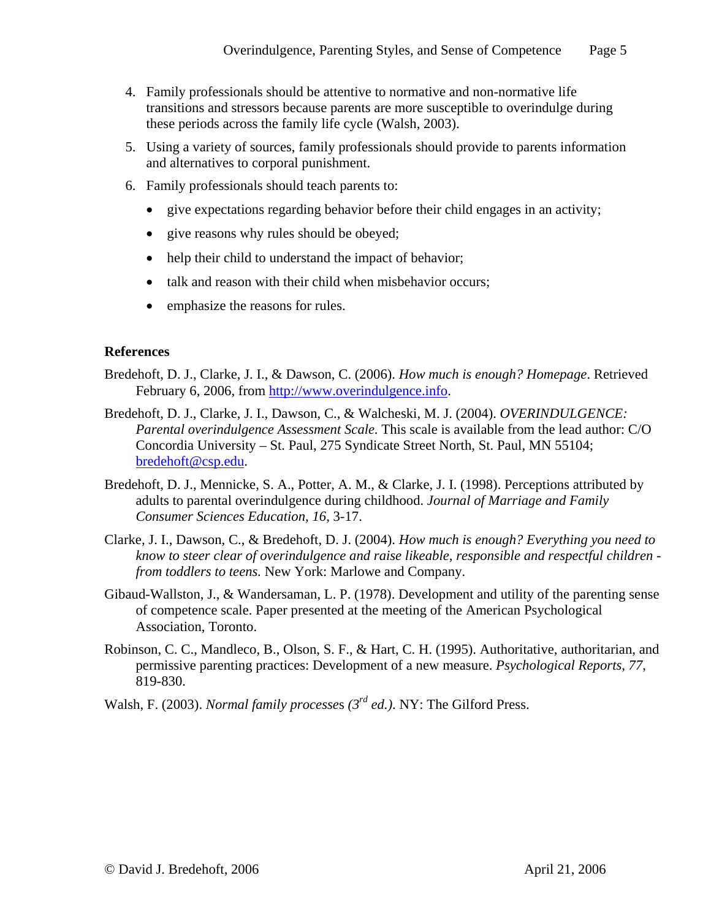4. Family professionals should be attentive to normative and non-normative life transitions and stressors because parents are more susceptible to overindulge during these periods across the family life cycle (Walsh, 2003).

5. Using a variety of sources, family professionals should provide to parents information and alternatives to corporal punishment.

6. Family professionals should teach parents to:

   - give expectations regarding behavior before their child engages in an activity;
   - give reasons why rules should be obeyed;
   - help their child to understand the impact of behavior;
   - talk and reason with their child when misbehavior occurs;
   - emphasize the reasons for rules.

**References**

Bredehoft, D. J., Clarke, J. I., & Dawson, C. (2006). *How much is enough? Homepage*. Retrieved February 6, 2006, from http://www.overindulgence.info.

Bredehoft, D. J., Clarke, J. I., Dawson, C., & Walcheski, M. J. (2004). *OVERINDULGENCE: Parental overindulgence Assessment Scale*. This scale is available from the lead author: C/O Concordia University – St. Paul, 275 Syndicate Street North, St. Paul, MN 55104; bredehoft@csp.edu.

Bredehoft, D. J., Mennicke, S. A., Potter, A. M., & Clarke, J. I. (1998). Perceptions attributed by adults to parental overindulgence during childhood. *Journal of Marriage and Family Consumer Sciences Education, 16*, 3-17.

Clarke, J. I., Dawson, C., & Bredehoft, D. J. (2004). *How much is enough? Everything you need to know to steer clear of overindulgence and raise likeable, responsible and respectful children - from toddlers to teens.* New York: Marlowe and Company.

Gibaud-Wallston, J., & Wandersaman, L. P. (1978). Development and utility of the parenting sense of competence scale. Paper presented at the meeting of the American Psychological Association, Toronto.

Robinson, C. C., Mandleco, B., Olson, S. F., & Hart, C. H. (1995). Authoritative, authoritarian, and permissive parenting practices: Development of a new measure. *Psychological Reports, 77*, 819-830.

Walsh, F. (2003). *Normal family processes (3rd ed.).* NY: The Gilford Press.

© David J. Bredehoft, 2006 April 21, 2006